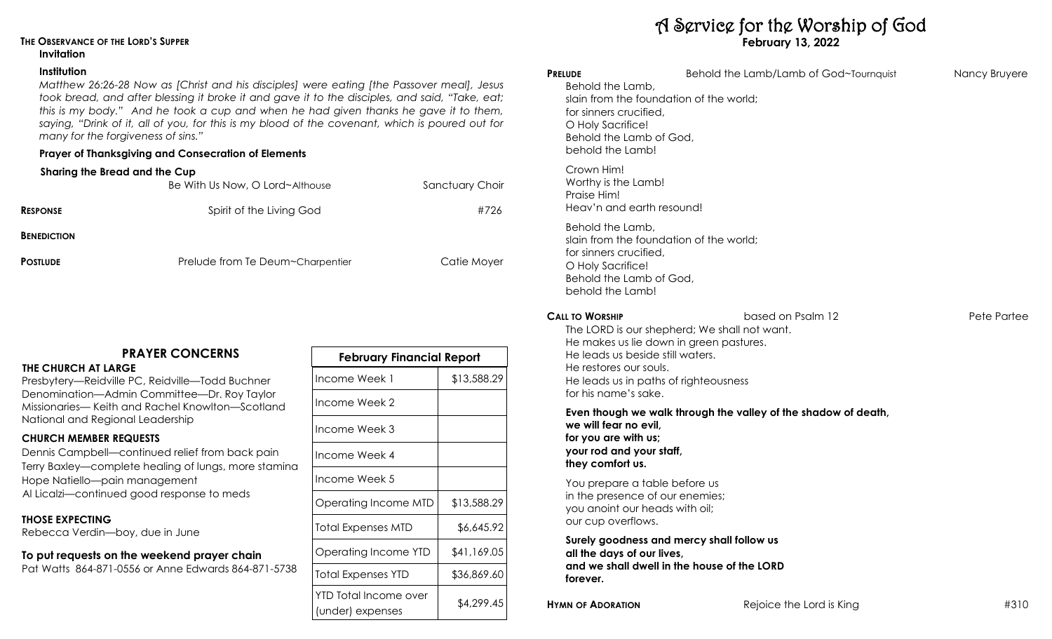**THE OBSERVANCE OF THE LORD'S SUPPER**

**Invitation**

**Institution**

*Matthew 26:26-28 Now as [Christ and his disciples] were eating [the Passover meal], Jesus took bread, and after blessing it broke it and gave it to the disciples, and said, "Take, eat; this is my body." And he took a cup and when he had given thanks he gave it to them, saying, "Drink of it, all of you, for this is my blood of the covenant, which is poured out for many for the forgiveness of sins."*

**Prayer of Thanksgiving and Consecration of Elements**

**Sharing the Bread and the Cup**

Be With Us Now, O Lord~Althouse — Sanctuary Choir

**RESPONSE** — Spirit of the Living God — #726

**BENEDICTION**

**POSTLUDE** — Prelude from Te Deum~Charpentier — Catie Moyer

## PRAYER CONCERNS

**THE CHURCH AT LARGE**

Presbytery—Reidville PC, Reidville—Todd Buchner
Denomination—Admin Committee—Dr. Roy Taylor
Missionaries— Keith and Rachel Knowlton—Scotland
National and Regional Leadership

**CHURCH MEMBER REQUESTS**

Dennis Campbell—continued relief from back pain
Terry Baxley—complete healing of lungs, more stamina
Hope Natiello—pain management
Al Licalzi—continued good response to meds

**THOSE EXPECTING**

Rebecca Verdin—boy, due in June

**To put requests on the weekend prayer chain**

Pat Watts 864-871-0556 or Anne Edwards 864-871-5738

| February Financial Report | |
|---|---|
| Income Week 1 | $13,588.29 |
| Income Week 2 | |
| Income Week 3 | |
| Income Week 4 | |
| Income Week 5 | |
| Operating Income MTD | $13,588.29 |
| Total Expenses MTD | $6,645.92 |
| Operating Income YTD | $41,169.05 |
| Total Expenses YTD | $36,869.60 |
| YTD Total Income over (under) expenses | $4,299.45 |

# A Service for the Worship of God

**February 13, 2022**

**PRELUDE** — Behold the Lamb/Lamb of God~Tournquist — Nancy Bruyere

Behold the Lamb,
slain from the foundation of the world;
for sinners crucified,
O Holy Sacrifice!
Behold the Lamb of God,
behold the Lamb!

Crown Him!
Worthy is the Lamb!
Praise Him!
Heav'n and earth resound!

Behold the Lamb,
slain from the foundation of the world;
for sinners crucified,
O Holy Sacrifice!
Behold the Lamb of God,
behold the Lamb!

**CALL TO WORSHIP** — based on Psalm 12 — Pete Partee

The LORD is our shepherd; We shall not want.
He makes us lie down in green pastures.
He leads us beside still waters.
He restores our souls.
He leads us in paths of righteousness
for his name's sake.

**Even though we walk through the valley of the shadow of death,**
**we will fear no evil,**
**for you are with us;**
**your rod and your staff,**
**they comfort us.**

You prepare a table before us
in the presence of our enemies;
you anoint our heads with oil;
our cup overflows.

**Surely goodness and mercy shall follow us**
**all the days of our lives,**
**and we shall dwell in the house of the LORD**
**forever.**

**HYMN OF ADORATION** — Rejoice the Lord is King — #310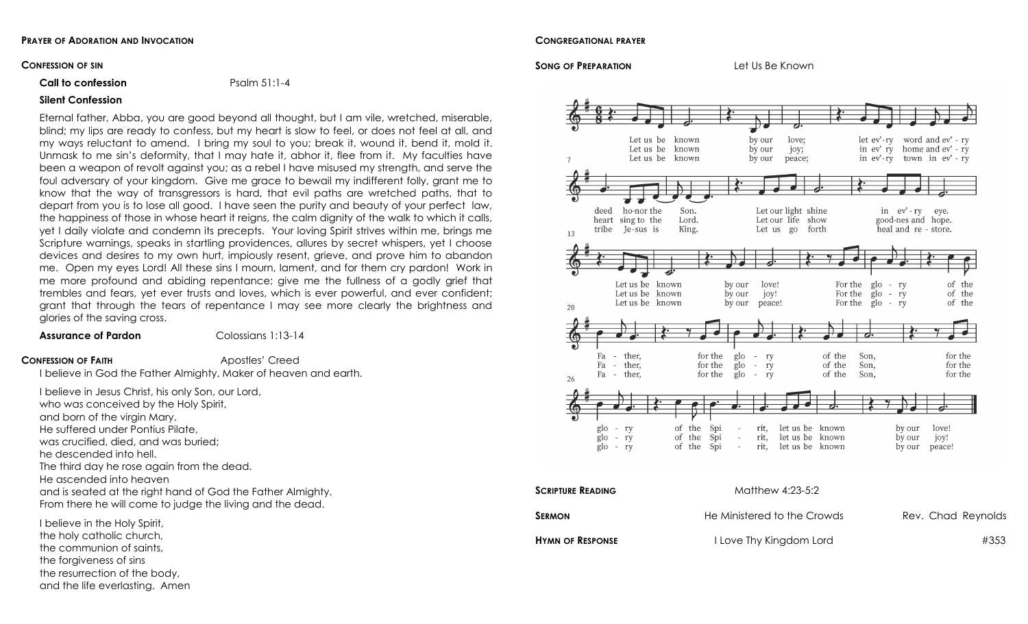**PRAYER OF ADORATION AND INVOCATION**

**CONFESSION OF SIN**

**Call to confession** Psalm 51:1-4

**Silent Confession**

Eternal father, Abba, you are good beyond all thought, but I am vile, wretched, miserable, blind; my lips are ready to confess, but my heart is slow to feel, or does not feel at all, and my ways reluctant to amend. I bring my soul to you; break it, wound it, bend it, mold it. Unmask to me sin's deformity, that I may hate it, abhor it, flee from it. My faculties have been a weapon of revolt against you; as a rebel I have misused my strength, and serve the foul adversary of your kingdom. Give me grace to bewail my indifferent folly, grant me to know that the way of transgressors is hard, that evil paths are wretched paths, that to depart from you is to lose all good. I have seen the purity and beauty of your perfect law, the happiness of those in whose heart it reigns, the calm dignity of the walk to which it calls, yet I daily violate and condemn its precepts. Your loving Spirit strives within me, brings me Scripture warnings, speaks in startling providences, allures by secret whispers, yet I choose devices and desires to my own hurt, impiously resent, grieve, and prove him to abandon me. Open my eyes Lord! All these sins I mourn, lament, and for them cry pardon! Work in me more profound and abiding repentance; give me the fullness of a godly grief that trembles and fears, yet ever trusts and loves, which is ever powerful, and ever confident; grant that through the tears of repentance I may see more clearly the brightness and glories of the saving cross.

**Assurance of Pardon** Colossians 1:13-14

**CONFESSION OF FAITH** Apostles' Creed

I believe in God the Father Almighty, Maker of heaven and earth.

I believe in Jesus Christ, his only Son, our Lord,
who was conceived by the Holy Spirit,
and born of the virgin Mary.
He suffered under Pontius Pilate,
was crucified, died, and was buried;
he descended into hell.
The third day he rose again from the dead.
He ascended into heaven
and is seated at the right hand of God the Father Almighty.
From there he will come to judge the living and the dead.

I believe in the Holy Spirit,
the holy catholic church,
the communion of saints,
the forgiveness of sins
the resurrection of the body,
and the life everlasting. Amen

**CONGREGATIONAL PRAYER**

**SONG OF PREPARATION** Let Us Be Known

1. Let us be known by our love; let ev'ry word and ev'ry deed honor the Son. Let our light shine in ev'ry eye. Let us be known by our love! For the glory of the Father, for the glory of the Son, for the glory of the Spirit, let us be known by our love!

2. Let us be known by our joy; in ev'ry home and ev'ry heart sing to the Lord. Let our life show goodness and hope. Let us be known by our joy! For the glory of the Father, for the glory of the Son, for the glory of the Spirit, let us be known by our joy!

3. Let us be known by our peace; in ev'ry town in ev'ry tribe Jesus is King. Let us go forth heal and restore. Let us be known by our peace! For the glory of the Father, for the glory of the Son, for the glory of the Spirit, let us be known by our peace!

**SCRIPTURE READING** Matthew 4:23-5:2

**SERMON** He Ministered to the Crowds Rev. Chad Reynolds

**HYMN OF RESPONSE** I Love Thy Kingdom Lord #353